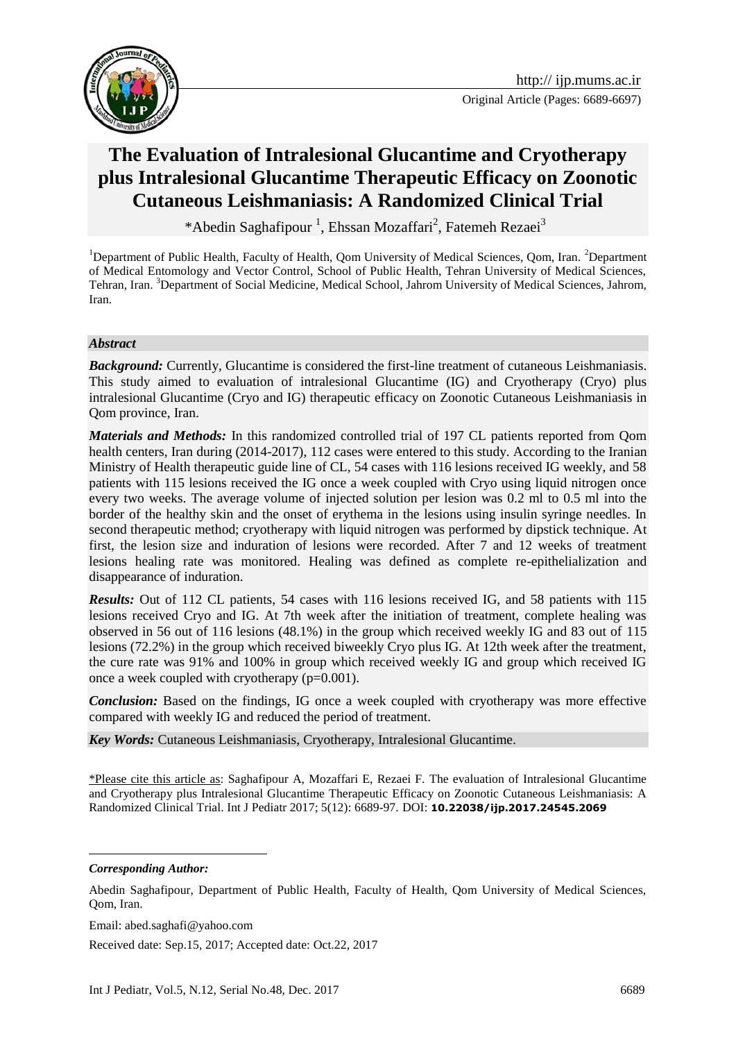http:// ijp.mums.ac.ir

Original Article (Pages: 6689-6697)

# The Evaluation of Intralesional Glucantime and Cryotherapy plus Intralesional Glucantime Therapeutic Efficacy on Zoonotic Cutaneous Leishmaniasis: A Randomized Clinical Trial

*Abedin Saghafipour [1], Ehssan Mozaffari[2], Fatemeh Rezaei[3]

[1]Department of Public Health, Faculty of Health, Qom University of Medical Sciences, Qom, Iran. [2]Department of Medical Entomology and Vector Control, School of Public Health, Tehran University of Medical Sciences, Tehran, Iran. [3]Department of Social Medicine, Medical School, Jahrom University of Medical Sciences, Jahrom, Iran.

### *Abstract*

***Background:*** Currently, Glucantime is considered the first-line treatment of cutaneous Leishmaniasis. This study aimed to evaluation of intralesional Glucantime (IG) and Cryotherapy (Cryo) plus intralesional Glucantime (Cryo and IG) therapeutic efficacy on Zoonotic Cutaneous Leishmaniasis in Qom province, Iran.

***Materials and Methods:*** In this randomized controlled trial of 197 CL patients reported from Qom health centers, Iran during (2014-2017), 112 cases were entered to this study. According to the Iranian Ministry of Health therapeutic guide line of CL, 54 cases with 116 lesions received IG weekly, and 58 patients with 115 lesions received the IG once a week coupled with Cryo using liquid nitrogen once every two weeks. The average volume of injected solution per lesion was 0.2 ml to 0.5 ml into the border of the healthy skin and the onset of erythema in the lesions using insulin syringe needles. In second therapeutic method; cryotherapy with liquid nitrogen was performed by dipstick technique. At first, the lesion size and induration of lesions were recorded. After 7 and 12 weeks of treatment lesions healing rate was monitored. Healing was defined as complete re-epithelialization and disappearance of induration.

***Results:*** Out of 112 CL patients, 54 cases with 116 lesions received IG, and 58 patients with 115 lesions received Cryo and IG. At 7th week after the initiation of treatment, complete healing was observed in 56 out of 116 lesions (48.1%) in the group which received weekly IG and 83 out of 115 lesions (72.2%) in the group which received biweekly Cryo plus IG. At 12th week after the treatment, the cure rate was 91% and 100% in group which received weekly IG and group which received IG once a week coupled with cryotherapy (p=0.001).

***Conclusion:*** Based on the findings, IG once a week coupled with cryotherapy was more effective compared with weekly IG and reduced the period of treatment.

***Key Words:*** Cutaneous Leishmaniasis, Cryotherapy, Intralesional Glucantime.

*Please cite this article as: Saghafipour A, Mozaffari E, Rezaei F. The evaluation of Intralesional Glucantime and Cryotherapy plus Intralesional Glucantime Therapeutic Efficacy on Zoonotic Cutaneous Leishmaniasis: A Randomized Clinical Trial. Int J Pediatr 2017; 5(12): 6689-97. DOI: **10.22038/ijp.2017.24545.2069**

---

***Corresponding Author:***

Abedin Saghafipour, Department of Public Health, Faculty of Health, Qom University of Medical Sciences, Qom, Iran.

Email: abed.saghafi@yahoo.com

Received date: Sep.15, 2017; Accepted date: Oct.22, 2017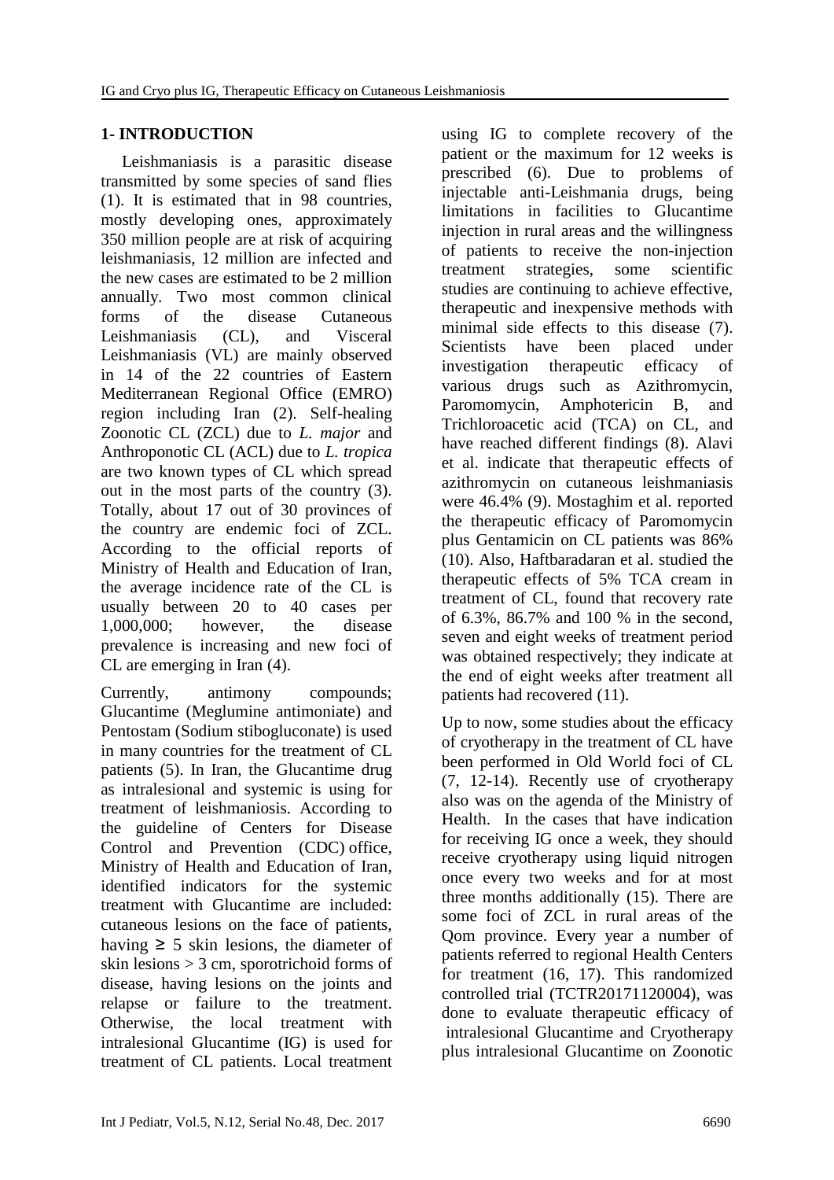## 1- INTRODUCTION

Leishmaniasis is a parasitic disease transmitted by some species of sand flies (1). It is estimated that in 98 countries, mostly developing ones, approximately 350 million people are at risk of acquiring leishmaniasis, 12 million are infected and the new cases are estimated to be 2 million annually. Two most common clinical forms of the disease Cutaneous Leishmaniasis (CL), and Visceral Leishmaniasis (VL) are mainly observed in 14 of the 22 countries of Eastern Mediterranean Regional Office (EMRO) region including Iran (2). Self-healing Zoonotic CL (ZCL) due to *L. major* and Anthroponotic CL (ACL) due to *L. tropica* are two known types of CL which spread out in the most parts of the country (3). Totally, about 17 out of 30 provinces of the country are endemic foci of ZCL. According to the official reports of Ministry of Health and Education of Iran, the average incidence rate of the CL is usually between 20 to 40 cases per 1,000,000; however, the disease prevalence is increasing and new foci of CL are emerging in Iran (4).

Currently, antimony compounds; Glucantime (Meglumine antimoniate) and Pentostam (Sodium stibogluconate) is used in many countries for the treatment of CL patients (5). In Iran, the Glucantime drug as intralesional and systemic is using for treatment of leishmaniosis. According to the guideline of Centers for Disease Control and Prevention (CDC) office, Ministry of Health and Education of Iran, identified indicators for the systemic treatment with Glucantime are included: cutaneous lesions on the face of patients, having ≥ 5 skin lesions, the diameter of skin lesions > 3 cm, sporotrichoid forms of disease, having lesions on the joints and relapse or failure to the treatment. Otherwise, the local treatment with intralesional Glucantime (IG) is used for treatment of CL patients. Local treatment using IG to complete recovery of the patient or the maximum for 12 weeks is prescribed (6). Due to problems of injectable anti-Leishmania drugs, being limitations in facilities to Glucantime injection in rural areas and the willingness of patients to receive the non-injection treatment strategies, some scientific studies are continuing to achieve effective, therapeutic and inexpensive methods with minimal side effects to this disease (7). Scientists have been placed under investigation therapeutic efficacy of various drugs such as Azithromycin, Paromomycin, Amphotericin B, and Trichloroacetic acid (TCA) on CL, and have reached different findings (8). Alavi et al. indicate that therapeutic effects of azithromycin on cutaneous leishmaniasis were 46.4% (9). Mostaghim et al. reported the therapeutic efficacy of Paromomycin plus Gentamicin on CL patients was 86% (10). Also, Haftbaradaran et al. studied the therapeutic effects of 5% TCA cream in treatment of CL, found that recovery rate of 6.3%, 86.7% and 100 % in the second, seven and eight weeks of treatment period was obtained respectively; they indicate at the end of eight weeks after treatment all patients had recovered (11).

Up to now, some studies about the efficacy of cryotherapy in the treatment of CL have been performed in Old World foci of CL (7, 12-14). Recently use of cryotherapy also was on the agenda of the Ministry of Health. In the cases that have indication for receiving IG once a week, they should receive cryotherapy using liquid nitrogen once every two weeks and for at most three months additionally (15). There are some foci of ZCL in rural areas of the Qom province. Every year a number of patients referred to regional Health Centers for treatment (16, 17). This randomized controlled trial (TCTR20171120004), was done to evaluate therapeutic efficacy of intralesional Glucantime and Cryotherapy plus intralesional Glucantime on Zoonotic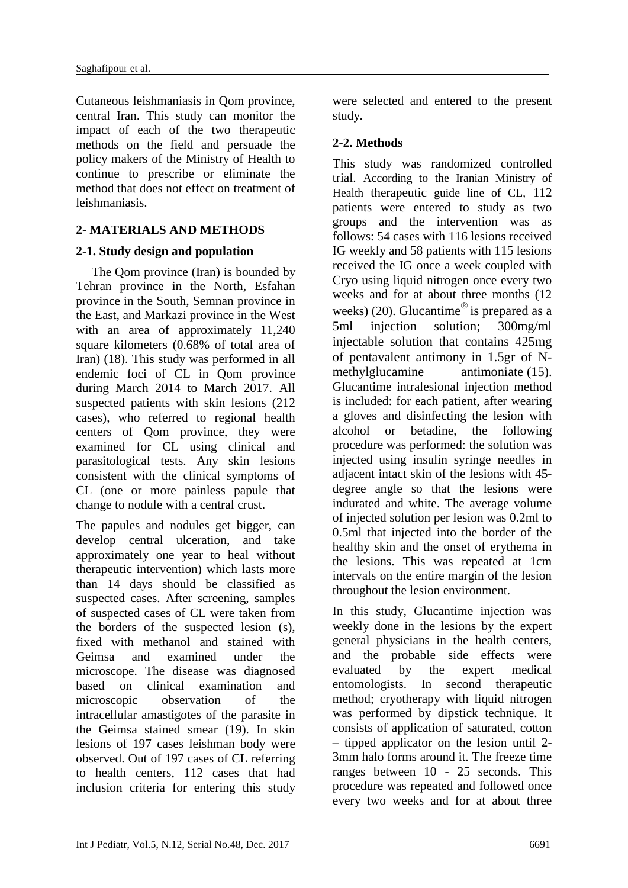Cutaneous leishmaniasis in Qom province, central Iran. This study can monitor the impact of each of the two therapeutic methods on the field and persuade the policy makers of the Ministry of Health to continue to prescribe or eliminate the method that does not effect on treatment of leishmaniasis.

## 2- MATERIALS AND METHODS

### 2-1. Study design and population

The Qom province (Iran) is bounded by Tehran province in the North, Esfahan province in the South, Semnan province in the East, and Markazi province in the West with an area of approximately 11,240 square kilometers (0.68% of total area of Iran) (18). This study was performed in all endemic foci of CL in Qom province during March 2014 to March 2017. All suspected patients with skin lesions (212 cases), who referred to regional health centers of Qom province, they were examined for CL using clinical and parasitological tests. Any skin lesions consistent with the clinical symptoms of CL (one or more painless papule that change to nodule with a central crust.

The papules and nodules get bigger, can develop central ulceration, and take approximately one year to heal without therapeutic intervention) which lasts more than 14 days should be classified as suspected cases. After screening, samples of suspected cases of CL were taken from the borders of the suspected lesion (s), fixed with methanol and stained with Geimsa and examined under the microscope. The disease was diagnosed based on clinical examination and microscopic observation of the intracellular amastigotes of the parasite in the Geimsa stained smear (19). In skin lesions of 197 cases leishman body were observed. Out of 197 cases of CL referring to health centers, 112 cases that had inclusion criteria for entering this study were selected and entered to the present study.

### 2-2. Methods

This study was randomized controlled trial. According to the Iranian Ministry of Health therapeutic guide line of CL, 112 patients were entered to study as two groups and the intervention was as follows: 54 cases with 116 lesions received IG weekly and 58 patients with 115 lesions received the IG once a week coupled with Cryo using liquid nitrogen once every two weeks and for at about three months (12 weeks) (20). Glucantime® is prepared as a 5ml injection solution; 300mg/ml injectable solution that contains 425mg of pentavalent antimony in 1.5gr of N-methylglucamine antimoniate (15). Glucantime intralesional injection method is included: for each patient, after wearing a gloves and disinfecting the lesion with alcohol or betadine, the following procedure was performed: the solution was injected using insulin syringe needles in adjacent intact skin of the lesions with 45-degree angle so that the lesions were indurated and white. The average volume of injected solution per lesion was 0.2ml to 0.5ml that injected into the border of the healthy skin and the onset of erythema in the lesions. This was repeated at 1cm intervals on the entire margin of the lesion throughout the lesion environment.

In this study, Glucantime injection was weekly done in the lesions by the expert general physicians in the health centers, and the probable side effects were evaluated by the expert medical entomologists. In second therapeutic method; cryotherapy with liquid nitrogen was performed by dipstick technique. It consists of application of saturated, cotton – tipped applicator on the lesion until 2-3mm halo forms around it. The freeze time ranges between 10 - 25 seconds. This procedure was repeated and followed once every two weeks and for at about three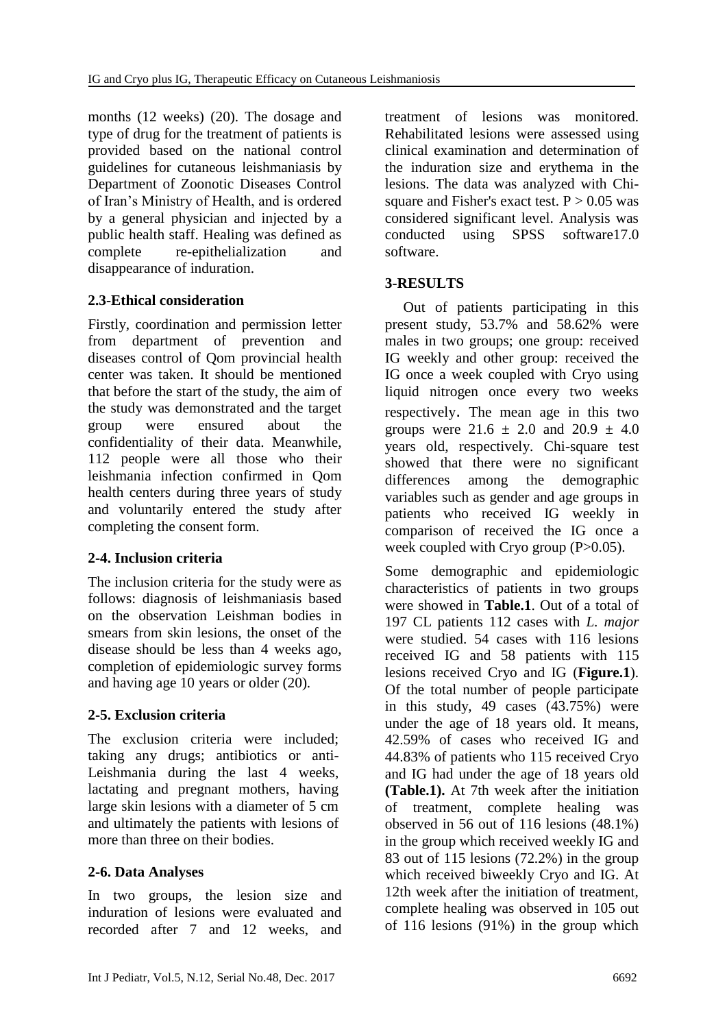months (12 weeks) (20). The dosage and type of drug for the treatment of patients is provided based on the national control guidelines for cutaneous leishmaniasis by Department of Zoonotic Diseases Control of Iran's Ministry of Health, and is ordered by a general physician and injected by a public health staff. Healing was defined as complete re-epithelialization and disappearance of induration.

## 2.3-Ethical consideration

Firstly, coordination and permission letter from department of prevention and diseases control of Qom provincial health center was taken. It should be mentioned that before the start of the study, the aim of the study was demonstrated and the target group were ensured about the confidentiality of their data. Meanwhile, 112 people were all those who their leishmania infection confirmed in Qom health centers during three years of study and voluntarily entered the study after completing the consent form.

## 2-4. Inclusion criteria

The inclusion criteria for the study were as follows: diagnosis of leishmaniasis based on the observation Leishman bodies in smears from skin lesions, the onset of the disease should be less than 4 weeks ago, completion of epidemiologic survey forms and having age 10 years or older (20).

## 2-5. Exclusion criteria

The exclusion criteria were included; taking any drugs; antibiotics or anti-Leishmania during the last 4 weeks, lactating and pregnant mothers, having large skin lesions with a diameter of 5 cm and ultimately the patients with lesions of more than three on their bodies.

## 2-6. Data Analyses

In two groups, the lesion size and induration of lesions were evaluated and recorded after 7 and 12 weeks, and treatment of lesions was monitored. Rehabilitated lesions were assessed using clinical examination and determination of the induration size and erythema in the lesions. The data was analyzed with Chi-square and Fisher's exact test. $P > 0.05$ was considered significant level. Analysis was conducted using SPSS software17.0 software.

## 3-RESULTS

Out of patients participating in this present study, 53.7% and 58.62% were males in two groups; one group: received IG weekly and other group: received the IG once a week coupled with Cryo using liquid nitrogen once every two weeks respectively. The mean age in this two groups were $21.6 \pm 2.0$ and $20.9 \pm 4.0$ years old, respectively. Chi-square test showed that there were no significant differences among the demographic variables such as gender and age groups in patients who received IG weekly in comparison of received the IG once a week coupled with Cryo group ($P>0.05$).

Some demographic and epidemiologic characteristics of patients in two groups were showed in **Table.1**. Out of a total of 197 CL patients 112 cases with *L. major* were studied. 54 cases with 116 lesions received IG and 58 patients with 115 lesions received Cryo and IG (**Figure.1**). Of the total number of people participate in this study, 49 cases (43.75%) were under the age of 18 years old. It means, 42.59% of cases who received IG and 44.83% of patients who 115 received Cryo and IG had under the age of 18 years old **(Table.1).** At 7th week after the initiation of treatment, complete healing was observed in 56 out of 116 lesions (48.1%) in the group which received weekly IG and 83 out of 115 lesions (72.2%) in the group which received biweekly Cryo and IG. At 12th week after the initiation of treatment, complete healing was observed in 105 out of 116 lesions (91%) in the group which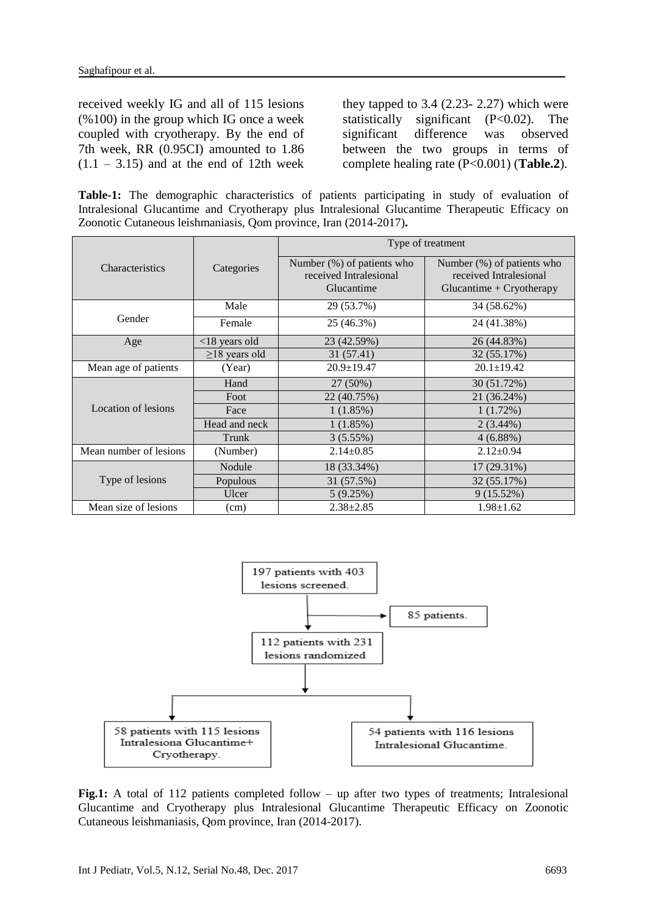received weekly IG and all of 115 lesions (%100) in the group which IG once a week coupled with cryotherapy. By the end of 7th week, RR (0.95CI) amounted to 1.86 (1.1 – 3.15) and at the end of 12th week they tapped to 3.4 (2.23- 2.27) which were statistically significant (P<0.02). The significant difference was observed between the two groups in terms of complete healing rate (P<0.001) (**Table.2**).

**Table-1:** The demographic characteristics of patients participating in study of evaluation of Intralesional Glucantime and Cryotherapy plus Intralesional Glucantime Therapeutic Efficacy on Zoonotic Cutaneous leishmaniasis, Qom province, Iran (2014-2017)**.**

| Characteristics | Categories | Type of treatment | |
|---|---|---|---|
| | | Number (%) of patients who received Intralesional Glucantime | Number (%) of patients who received Intralesional Glucantime + Cryotherapy |
| Gender | Male | 29 (53.7%) | 34 (58.62%) |
| | Female | 25 (46.3%) | 24 (41.38%) |
| Age | <18 years old | 23 (42.59%) | 26 (44.83%) |
| | ≥18 years old | 31 (57.41) | 32 (55.17%) |
| Mean age of patients | (Year) | 20.9±19.47 | 20.1±19.42 |
| Location of lesions | Hand | 27 (50%) | 30 (51.72%) |
| | Foot | 22 (40.75%) | 21 (36.24%) |
| | Face | 1 (1.85%) | 1 (1.72%) |
| | Head and neck | 1 (1.85%) | 2 (3.44%) |
| | Trunk | 3 (5.55%) | 4 (6.88%) |
| Mean number of lesions | (Number) | 2.14±0.85 | 2.12±0.94 |
| Type of lesions | Nodule | 18 (33.34%) | 17 (29.31%) |
| | Populous | 31 (57.5%) | 32 (55.17%) |
| | Ulcer | 5 (9.25%) | 9 (15.52%) |
| Mean size of lesions | (cm) | 2.38±2.85 | 1.98±1.62 |

197 patients with 403 lesions screened.

85 patients.

112 patients with 231 lesions randomized

58 patients with 115 lesions Intralesiona Glucantime+ Cryotherapy.

54 patients with 116 lesions Intralesional Glucantime.

**Fig.1:** A total of 112 patients completed follow – up after two types of treatments; Intralesional Glucantime and Cryotherapy plus Intralesional Glucantime Therapeutic Efficacy on Zoonotic Cutaneous leishmaniasis, Qom province, Iran (2014-2017).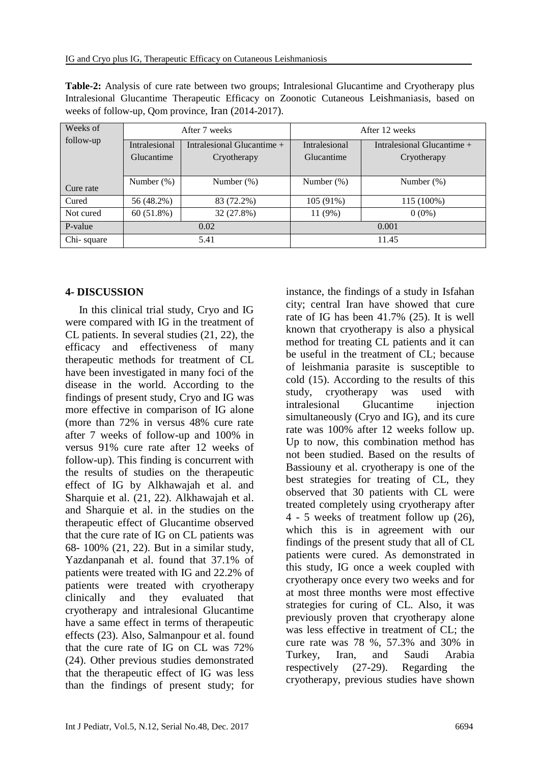**Table-2:** Analysis of cure rate between two groups; Intralesional Glucantime and Cryotherapy plus Intralesional Glucantime Therapeutic Efficacy on Zoonotic Cutaneous Leishmaniasis, based on weeks of follow-up, Qom province, Iran (2014-2017).

| Weeks of follow-up | After 7 weeks | | After 12 weeks | |
|---|---|---|---|---|
| | Intralesional Glucantime | Intralesional Glucantime + Cryotherapy | Intralesional Glucantime | Intralesional Glucantime + Cryotherapy |
| Cure rate | Number (%) | Number (%) | Number (%) | Number (%) |
| Cured | 56 (48.2%) | 83 (72.2%) | 105 (91%) | 115 (100%) |
| Not cured | 60 (51.8%) | 32 (27.8%) | 11 (9%) | 0 (0%) |
| P-value | 0.02 | | 0.001 | |
| Chi- square | 5.41 | | 11.45 | |

## 4- DISCUSSION

In this clinical trial study, Cryo and IG were compared with IG in the treatment of CL patients. In several studies (21, 22), the efficacy and effectiveness of many therapeutic methods for treatment of CL have been investigated in many foci of the disease in the world. According to the findings of present study, Cryo and IG was more effective in comparison of IG alone (more than 72% in versus 48% cure rate after 7 weeks of follow-up and 100% in versus 91% cure rate after 12 weeks of follow-up). This finding is concurrent with the results of studies on the therapeutic effect of IG by Alkhawajah et al. and Sharquie et al. (21, 22). Alkhawajah et al. and Sharquie et al. in the studies on the therapeutic effect of Glucantime observed that the cure rate of IG on CL patients was 68- 100% (21, 22). But in a similar study, Yazdanpanah et al. found that 37.1% of patients were treated with IG and 22.2% of patients were treated with cryotherapy clinically and they evaluated that cryotherapy and intralesional Glucantime have a same effect in terms of therapeutic effects (23). Also, Salmanpour et al. found that the cure rate of IG on CL was 72% (24). Other previous studies demonstrated that the therapeutic effect of IG was less than the findings of present study; for instance, the findings of a study in Isfahan city; central Iran have showed that cure rate of IG has been 41.7% (25). It is well known that cryotherapy is also a physical method for treating CL patients and it can be useful in the treatment of CL; because of leishmania parasite is susceptible to cold (15). According to the results of this study, cryotherapy was used with intralesional Glucantime injection simultaneously (Cryo and IG), and its cure rate was 100% after 12 weeks follow up. Up to now, this combination method has not been studied. Based on the results of Bassiouny et al. cryotherapy is one of the best strategies for treating of CL, they observed that 30 patients with CL were treated completely using cryotherapy after 4 - 5 weeks of treatment follow up (26), which this is in agreement with our findings of the present study that all of CL patients were cured. As demonstrated in this study, IG once a week coupled with cryotherapy once every two weeks and for at most three months were most effective strategies for curing of CL. Also, it was previously proven that cryotherapy alone was less effective in treatment of CL; the cure rate was 78 %, 57.3% and 30% in Turkey, Iran, and Saudi Arabia respectively (27-29). Regarding the cryotherapy, previous studies have shown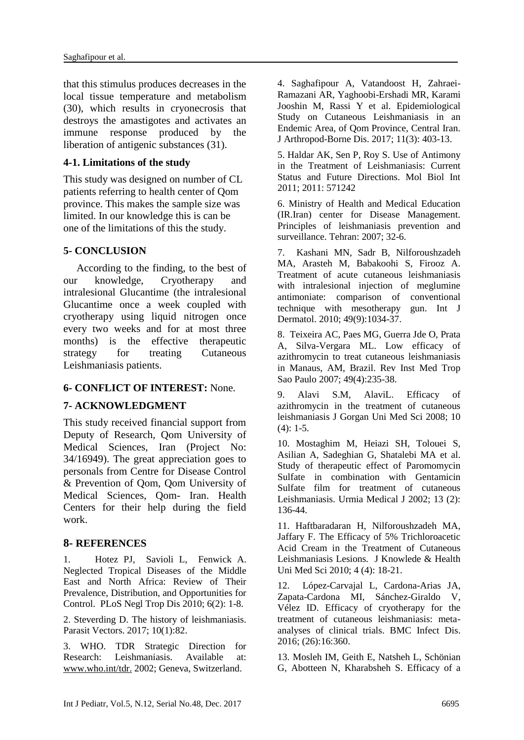that this stimulus produces decreases in the local tissue temperature and metabolism (30), which results in cryonecrosis that destroys the amastigotes and activates an immune response produced by the liberation of antigenic substances (31).

### 4-1. Limitations of the study

This study was designed on number of CL patients referring to health center of Qom province. This makes the sample size was limited. In our knowledge this is can be one of the limitations of this the study.

## 5- CONCLUSION

According to the finding, to the best of our knowledge, Cryotherapy and intralesional Glucantime (the intralesional Glucantime once a week coupled with cryotherapy using liquid nitrogen once every two weeks and for at most three months) is the effective therapeutic strategy for treating Cutaneous Leishmaniasis patients.

## 6- CONFLICT OF INTEREST: None.

## 7- ACKNOWLEDGMENT

This study received financial support from Deputy of Research, Qom University of Medical Sciences, Iran (Project No: 34/16949). The great appreciation goes to personals from Centre for Disease Control & Prevention of Qom, Qom University of Medical Sciences, Qom- Iran. Health Centers for their help during the field work.

## 8- REFERENCES

1. Hotez PJ, Savioli L, Fenwick A. Neglected Tropical Diseases of the Middle East and North Africa: Review of Their Prevalence, Distribution, and Opportunities for Control. PLoS Negl Trop Dis 2010; 6(2): 1-8.

2. Steverding D. The history of leishmaniasis. Parasit Vectors. 2017; 10(1):82.

3. WHO. TDR Strategic Direction for Research: Leishmaniasis. Available at: www.who.int/tdr. 2002; Geneva, Switzerland.

4. Saghafipour A, Vatandoost H, Zahraei-Ramazani AR, Yaghoobi-Ershadi MR, Karami Jooshin M, Rassi Y et al. Epidemiological Study on Cutaneous Leishmaniasis in an Endemic Area, of Qom Province, Central Iran. J Arthropod-Borne Dis. 2017; 11(3): 403-13.

5. Haldar AK, Sen P, Roy S. Use of Antimony in the Treatment of Leishmaniasis: Current Status and Future Directions. Mol Biol Int 2011; 2011: 571242

6. Ministry of Health and Medical Education (IR.Iran) center for Disease Management. Principles of leishmaniasis prevention and surveillance. Tehran: 2007; 32-6.

7. Kashani MN, Sadr B, Nilforoushzadeh MA, Arasteh M, Babakoohi S, Firooz A. Treatment of acute cutaneous leishmaniasis with intralesional injection of meglumine antimoniate: comparison of conventional technique with mesotherapy gun. Int J Dermatol. 2010; 49(9):1034-37.

8. Teixeira AC, Paes MG, Guerra Jde O, Prata A, Silva-Vergara ML. Low efficacy of azithromycin to treat cutaneous leishmaniasis in Manaus, AM, Brazil. Rev Inst Med Trop Sao Paulo 2007; 49(4):235-38.

9. Alavi S.M, AlaviL. Efficacy of azithromycin in the treatment of cutaneous leishmaniasis J Gorgan Uni Med Sci 2008; 10 (4): 1-5.

10. Mostaghim M, Heiazi SH, Tolouei S, Asilian A, Sadeghian G, Shatalebi MA et al. Study of therapeutic effect of Paromomycin Sulfate in combination with Gentamicin Sulfate film for treatment of cutaneous Leishmaniasis. Urmia Medical J 2002; 13 (2): 136-44.

11. Haftbaradaran H, Nilforoushzadeh MA, Jaffary F. The Efficacy of 5% Trichloroacetic Acid Cream in the Treatment of Cutaneous Leishmaniasis Lesions. J Knowlede & Health Uni Med Sci 2010; 4 (4): 18-21.

12. López-Carvajal L, Cardona-Arias JA, Zapata-Cardona MI, Sánchez-Giraldo V, Vélez ID. Efficacy of cryotherapy for the treatment of cutaneous leishmaniasis: meta-analyses of clinical trials. BMC Infect Dis. 2016; (26):16:360.

13. Mosleh IM, Geith E, Natsheh L, Schönian G, Abotteen N, Kharabsheh S. Efficacy of a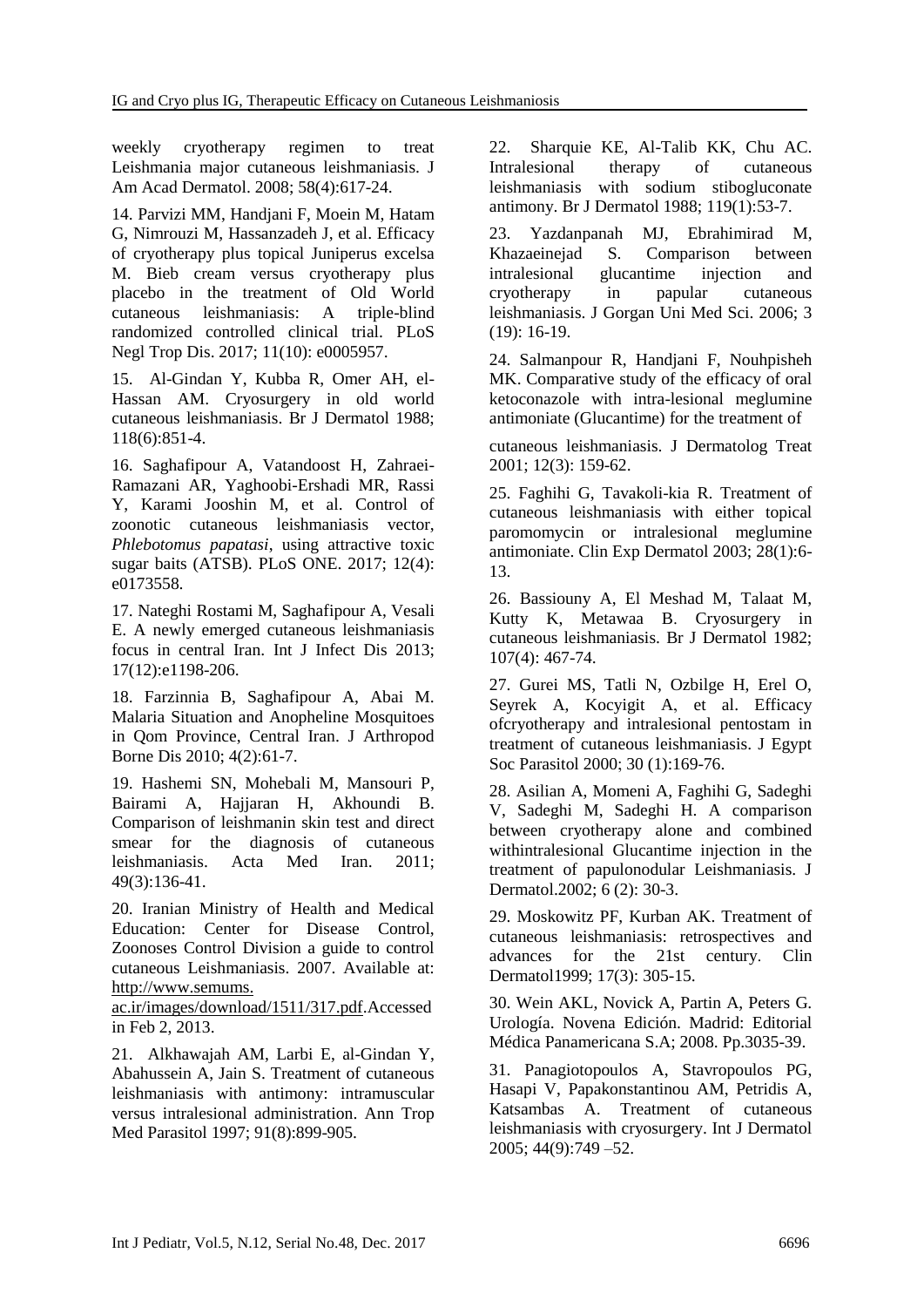weekly cryotherapy regimen to treat Leishmania major cutaneous leishmaniasis. J Am Acad Dermatol. 2008; 58(4):617-24.

14. Parvizi MM, Handjani F, Moein M, Hatam G, Nimrouzi M, Hassanzadeh J, et al. Efficacy of cryotherapy plus topical Juniperus excelsa M. Bieb cream versus cryotherapy plus placebo in the treatment of Old World cutaneous leishmaniasis: A triple-blind randomized controlled clinical trial. PLoS Negl Trop Dis. 2017; 11(10): e0005957.

15. Al-Gindan Y, Kubba R, Omer AH, el-Hassan AM. Cryosurgery in old world cutaneous leishmaniasis. Br J Dermatol 1988; 118(6):851-4.

16. Saghafipour A, Vatandoost H, Zahraei-Ramazani AR, Yaghoobi-Ershadi MR, Rassi Y, Karami Jooshin M, et al. Control of zoonotic cutaneous leishmaniasis vector, *Phlebotomus papatasi*, using attractive toxic sugar baits (ATSB). PLoS ONE. 2017; 12(4): e0173558.

17. Nateghi Rostami M, Saghafipour A, Vesali E. A newly emerged cutaneous leishmaniasis focus in central Iran. Int J Infect Dis 2013; 17(12):e1198-206.

18. Farzinnia B, Saghafipour A, Abai M. Malaria Situation and Anopheline Mosquitoes in Qom Province, Central Iran. J Arthropod Borne Dis 2010; 4(2):61-7.

19. Hashemi SN, Mohebali M, Mansouri P, Bairami A, Hajjaran H, Akhoundi B. Comparison of leishmanin skin test and direct smear for the diagnosis of cutaneous leishmaniasis. Acta Med Iran. 2011; 49(3):136-41.

20. Iranian Ministry of Health and Medical Education: Center for Disease Control, Zoonoses Control Division a guide to control cutaneous Leishmaniasis. 2007. Available at: http://www.semums.ac.ir/images/download/1511/317.pdf.Accessed in Feb 2, 2013.

21. Alkhawajah AM, Larbi E, al-Gindan Y, Abahussein A, Jain S. Treatment of cutaneous leishmaniasis with antimony: intramuscular versus intralesional administration. Ann Trop Med Parasitol 1997; 91(8):899-905.

22. Sharquie KE, Al-Talib KK, Chu AC. Intralesional therapy of cutaneous leishmaniasis with sodium stibogluconate antimony. Br J Dermatol 1988; 119(1):53-7.

23. Yazdanpanah MJ, Ebrahimirad M, Khazaeinejad S. Comparison between intralesional glucantime injection and cryotherapy in papular cutaneous leishmaniasis. J Gorgan Uni Med Sci. 2006; 3 (19): 16-19.

24. Salmanpour R, Handjani F, Nouhpisheh MK. Comparative study of the efficacy of oral ketoconazole with intra-lesional meglumine antimoniate (Glucantime) for the treatment of cutaneous leishmaniasis. J Dermatolog Treat 2001; 12(3): 159-62.

25. Faghihi G, Tavakoli-kia R. Treatment of cutaneous leishmaniasis with either topical paromomycin or intralesional meglumine antimoniate. Clin Exp Dermatol 2003; 28(1):6-13.

26. Bassiouny A, El Meshad M, Talaat M, Kutty K, Metawaa B. Cryosurgery in cutaneous leishmaniasis. Br J Dermatol 1982; 107(4): 467-74.

27. Gurei MS, Tatli N, Ozbilge H, Erel O, Seyrek A, Kocyigit A, et al. Efficacy ofcryotherapy and intralesional pentostam in treatment of cutaneous leishmaniasis. J Egypt Soc Parasitol 2000; 30 (1):169-76.

28. Asilian A, Momeni A, Faghihi G, Sadeghi V, Sadeghi M, Sadeghi H. A comparison between cryotherapy alone and combined withintralesional Glucantime injection in the treatment of papulonodular Leishmaniasis. J Dermatol.2002; 6 (2): 30-3.

29. Moskowitz PF, Kurban AK. Treatment of cutaneous leishmaniasis: retrospectives and advances for the 21st century. Clin Dermatol1999; 17(3): 305-15.

30. Wein AKL, Novick A, Partin A, Peters G. Urología. Novena Edición. Madrid: Editorial Médica Panamericana S.A; 2008. Pp.3035-39.

31. Panagiotopoulos A, Stavropoulos PG, Hasapi V, Papakonstantinou AM, Petridis A, Katsambas A. Treatment of cutaneous leishmaniasis with cryosurgery. Int J Dermatol 2005; 44(9):749 –52.